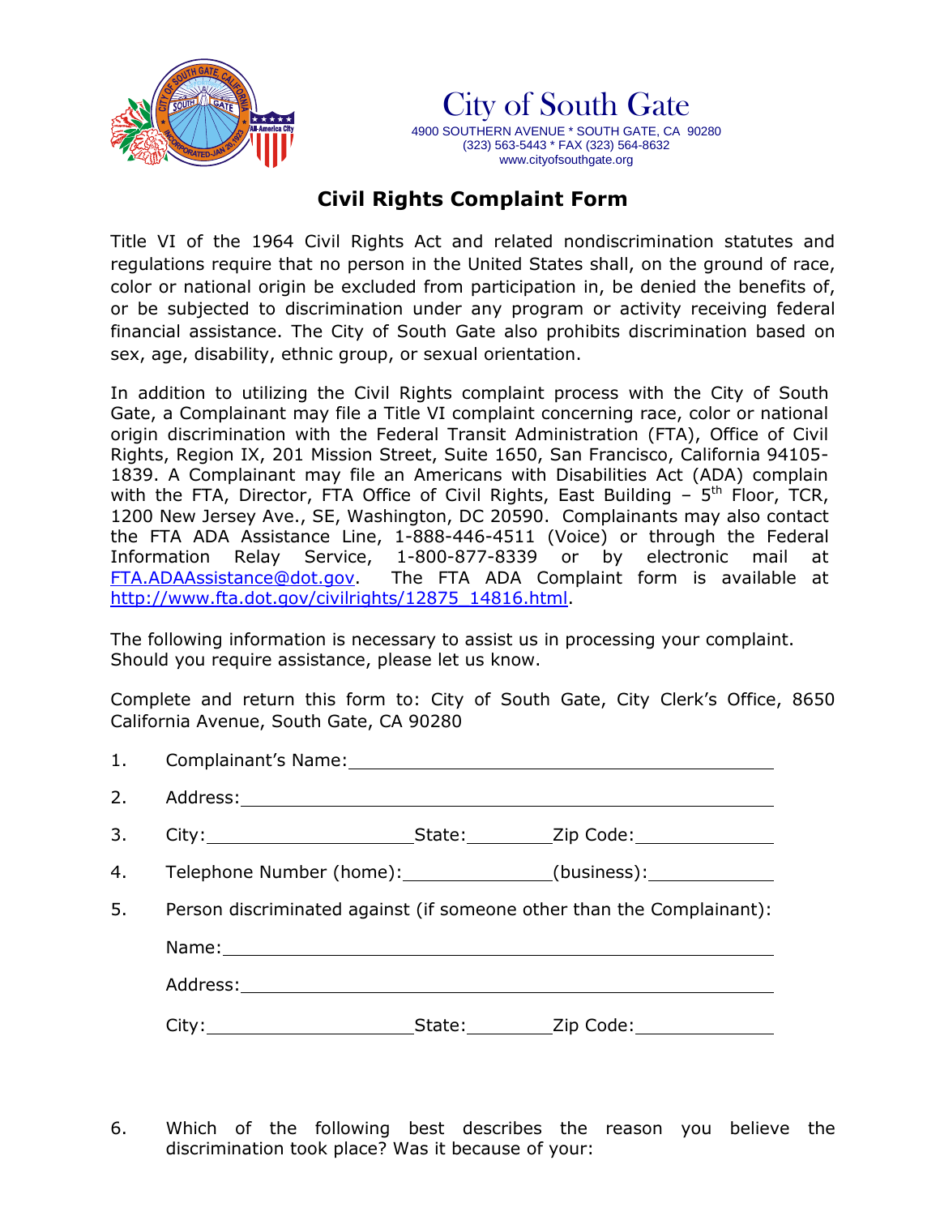# City of South Gate

4900 SOUTHERN AVENUE * SOUTH GATE, CA 90280
(323) 563-5443 * FAX (323) 564-8632
www.cityofsouthgate.org

## Civil Rights Complaint Form

Title VI of the 1964 Civil Rights Act and related nondiscrimination statutes and regulations require that no person in the United States shall, on the ground of race, color or national origin be excluded from participation in, be denied the benefits of, or be subjected to discrimination under any program or activity receiving federal financial assistance. The City of South Gate also prohibits discrimination based on sex, age, disability, ethnic group, or sexual orientation.

In addition to utilizing the Civil Rights complaint process with the City of South Gate, a Complainant may file a Title VI complaint concerning race, color or national origin discrimination with the Federal Transit Administration (FTA), Office of Civil Rights, Region IX, 201 Mission Street, Suite 1650, San Francisco, California 94105-1839. A Complainant may file an Americans with Disabilities Act (ADA) complain with the FTA, Director, FTA Office of Civil Rights, East Building – 5th Floor, TCR, 1200 New Jersey Ave., SE, Washington, DC 20590. Complainants may also contact the FTA ADA Assistance Line, 1-888-446-4511 (Voice) or through the Federal Information Relay Service, 1-800-877-8339 or by electronic mail at FTA.ADAAssistance@dot.gov. The FTA ADA Complaint form is available at http://www.fta.dot.gov/civilrights/12875_14816.html.

The following information is necessary to assist us in processing your complaint. Should you require assistance, please let us know.

Complete and return this form to: City of South Gate, City Clerk's Office, 8650 California Avenue, South Gate, CA 90280

1. Complainant's Name: ______________________________

2. Address: ______________________________

3. City: ______________ State: ________ Zip Code: ____________

4. Telephone Number (home): ____________ (business): ____________

5. Person discriminated against (if someone other than the Complainant):

   Name: ______________________________

   Address: ______________________________

   City: ______________ State: ________ Zip Code: ____________

6. Which of the following best describes the reason you believe the discrimination took place? Was it because of your: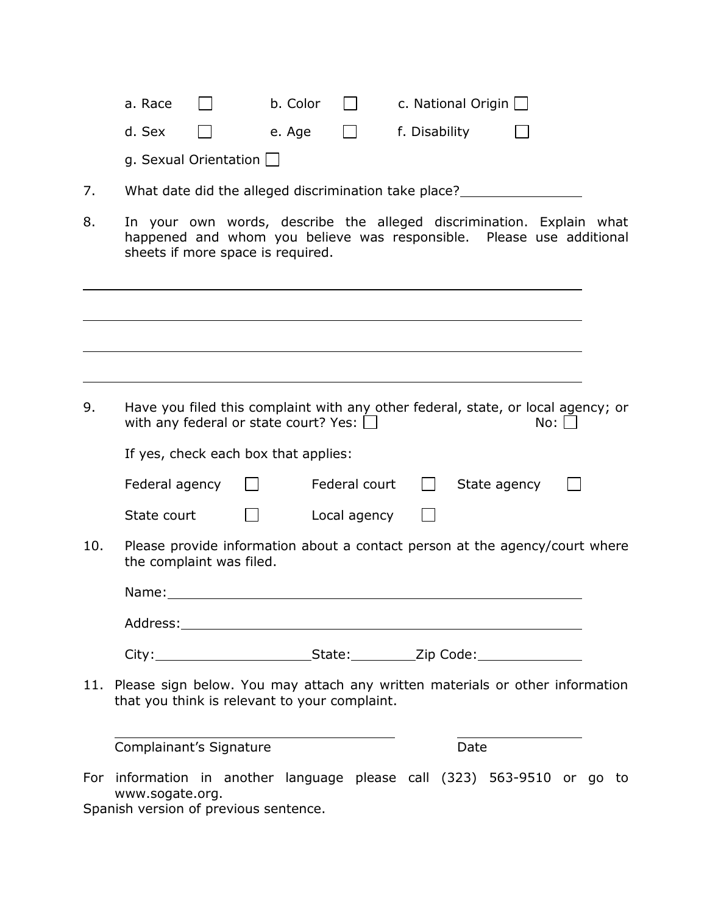a. Race ☐ b. Color ☐ c. National Origin ☐

d. Sex ☐ e. Age ☐ f. Disability ☐

g. Sexual Orientation ☐

7. What date did the alleged discrimination take place? _______________

8. In your own words, describe the alleged discrimination. Explain what happened and whom you believe was responsible. Please use additional sheets if more space is required.

_______________________________________________________________

_______________________________________________________________

_______________________________________________________________

_______________________________________________________________

9. Have you filed this complaint with any other federal, state, or local agency; or with any federal or state court? Yes: ☐ No: ☐

   If yes, check each box that applies:

   Federal agency ☐ Federal court ☐ State agency ☐

   State court ☐ Local agency ☐

10. Please provide information about a contact person at the agency/court where the complaint was filed.

   Name: _______________________________________________

   Address: _____________________________________________

   City: ____________________ State: ________ Zip Code: _____________

11. Please sign below. You may attach any written materials or other information that you think is relevant to your complaint.

_________________________________ _______________

Complainant's Signature Date

For information in another language please call (323) 563-9510 or go to www.sogate.org.

Spanish version of previous sentence.